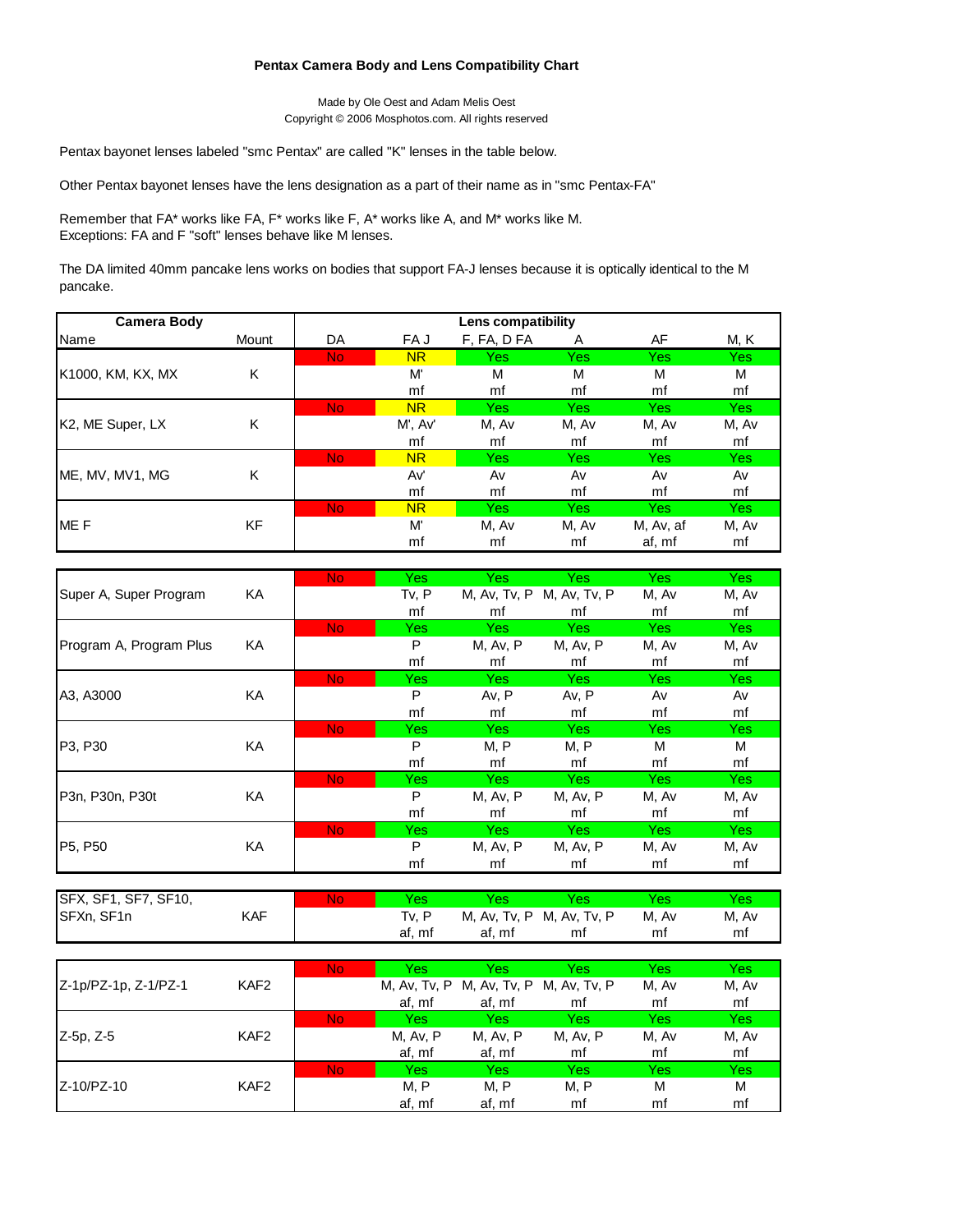# Pentax Camera Body and Lens Compatibility Chart

Made by Ole Oest and Adam Melis Oest
Copyright © 2006 Mosphotos.com. All rights reserved

Pentax bayonet lenses labeled "smc Pentax" are called "K" lenses in the table below.

Other Pentax bayonet lenses have the lens designation as a part of their name as in "smc Pentax-FA"

Remember that FA* works like FA, F* works like F, A* works like A, and M* works like M.
Exceptions: FA and F "soft" lenses behave like M lenses.

The DA limited 40mm pancake lens works on bodies that support FA-J lenses because it is optically identical to the M pancake.

| Camera Body | | Lens compatibility | | | | | |
|---|---|---|---|---|---|---|---|
| Name | Mount | DA | FA J | F, FA, D FA | A | AF | M, K |
| K1000, KM, KX, MX | K | No | NR<br>M'<br>mf | Yes<br>M<br>mf | Yes<br>M<br>mf | Yes<br>M<br>mf | Yes<br>M<br>mf |
| K2, ME Super, LX | K | No | NR<br>M', Av'<br>mf | Yes<br>M, Av<br>mf | Yes<br>M, Av<br>mf | Yes<br>M, Av<br>mf | Yes<br>M, Av<br>mf |
| ME, MV, MV1, MG | K | No | NR<br>Av'<br>mf | Yes<br>Av<br>mf | Yes<br>Av<br>mf | Yes<br>Av<br>mf | Yes<br>Av<br>mf |
| ME F | KF | No | NR<br>M'<br>mf | Yes<br>M, Av<br>mf | Yes<br>M, Av<br>mf | Yes<br>M, Av, af<br>af, mf | Yes<br>M, Av<br>mf |
| Super A, Super Program | KA | No | Yes<br>Tv, P<br>mf | Yes<br>M, Av, Tv, P<br>mf | Yes<br>M, Av, Tv, P<br>mf | Yes<br>M, Av<br>mf | Yes<br>M, Av<br>mf |
| Program A, Program Plus | KA | No | Yes<br>P<br>mf | Yes<br>M, Av, P<br>mf | Yes<br>M, Av, P<br>mf | Yes<br>M, Av<br>mf | Yes<br>M, Av<br>mf |
| A3, A3000 | KA | No | Yes<br>P<br>mf | Yes<br>Av, P<br>mf | Yes<br>Av, P<br>mf | Yes<br>Av<br>mf | Yes<br>Av<br>mf |
| P3, P30 | KA | No | Yes<br>P<br>mf | Yes<br>M, P<br>mf | Yes<br>M, P<br>mf | Yes<br>M<br>mf | Yes<br>M<br>mf |
| P3n, P30n, P30t | KA | No | Yes<br>P<br>mf | Yes<br>M, Av, P<br>mf | Yes<br>M, Av, P<br>mf | Yes<br>M, Av<br>mf | Yes<br>M, Av<br>mf |
| P5, P50 | KA | No | Yes<br>P<br>mf | Yes<br>M, Av, P<br>mf | Yes<br>M, Av, P<br>mf | Yes<br>M, Av<br>mf | Yes<br>M, Av<br>mf |
| SFX, SF1, SF7, SF10, SFXn, SF1n | KAF | No | Yes<br>Tv, P<br>af, mf | Yes<br>M, Av, Tv, P<br>af, mf | Yes<br>M, Av, Tv, P<br>mf | Yes<br>M, Av<br>mf | Yes<br>M, Av<br>mf |
| Z-1p/PZ-1p, Z-1/PZ-1 | KAF2 | No | Yes<br>M, Av, Tv, P<br>af, mf | Yes<br>M, Av, Tv, P<br>af, mf | Yes<br>M, Av, Tv, P<br>mf | Yes<br>M, Av<br>mf | Yes<br>M, Av<br>mf |
| Z-5p, Z-5 | KAF2 | No | Yes<br>M, Av, P<br>af, mf | Yes<br>M, Av, P<br>af, mf | Yes<br>M, Av, P<br>mf | Yes<br>M, Av<br>mf | Yes<br>M, Av<br>mf |
| Z-10/PZ-10 | KAF2 | No | Yes<br>M, P<br>af, mf | Yes<br>M, P<br>af, mf | Yes<br>M, P<br>mf | Yes<br>M<br>mf | Yes<br>M<br>mf |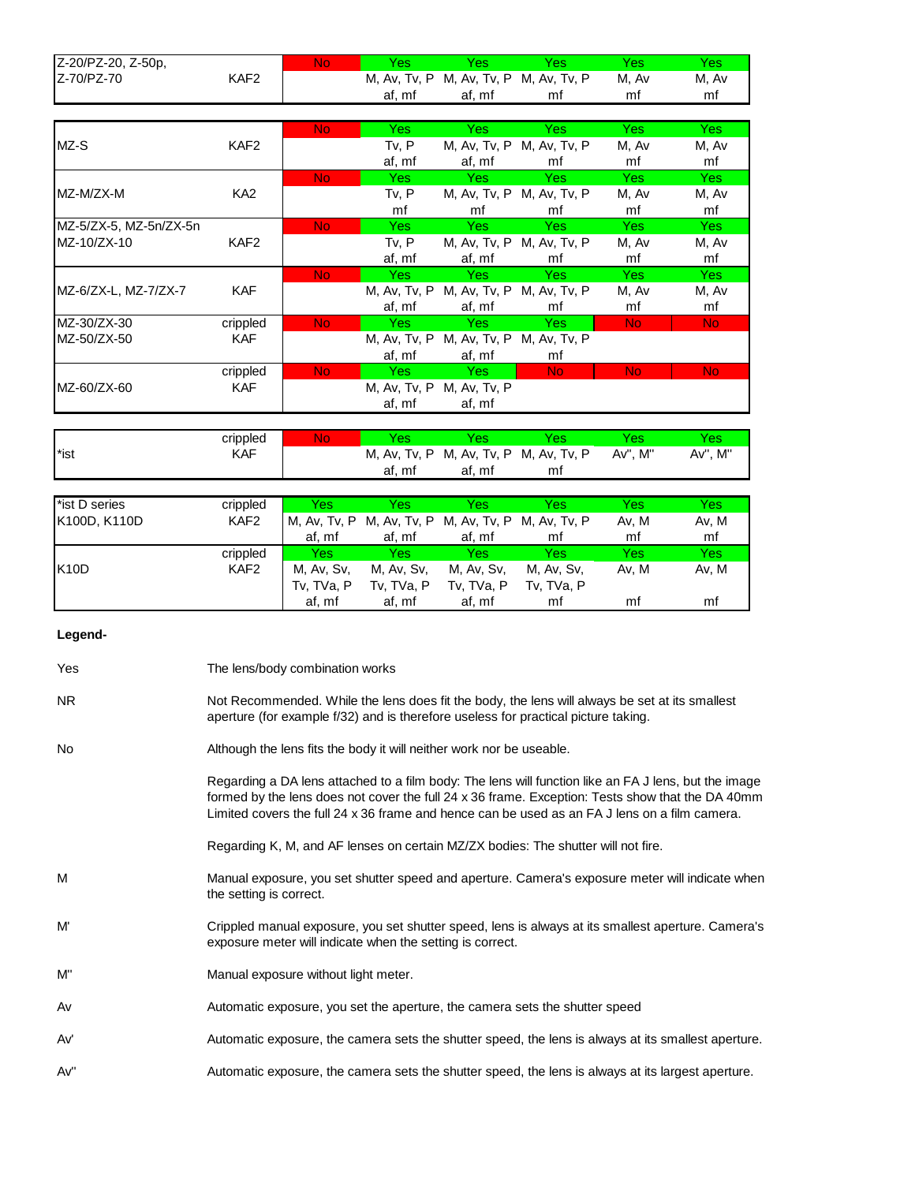| | | | | | | | |
|---|---|---|---|---|---|---|---|
| Z-20/PZ-20, Z-50p, Z-70/PZ-70 | KAF2 | No | Yes M, Av, Tv, P af, mf | Yes M, Av, Tv, P af, mf | Yes M, Av, Tv, P mf | Yes M, Av mf | Yes M, Av mf |

| | | | | | | | |
|---|---|---|---|---|---|---|---|
| MZ-S | KAF2 | No | Yes Tv, P af, mf | Yes M, Av, Tv, P af, mf | Yes M, Av, Tv, P mf | Yes M, Av mf | Yes M, Av mf |
| MZ-M/ZX-M | KA2 | No | Yes Tv, P mf | Yes M, Av, Tv, P mf | Yes M, Av, Tv, P mf | Yes M, Av mf | Yes M, Av mf |
| MZ-5/ZX-5, MZ-5n/ZX-5n MZ-10/ZX-10 | KAF2 | No | Yes Tv, P af, mf | Yes M, Av, Tv, P af, mf | Yes M, Av, Tv, P mf | Yes M, Av mf | Yes M, Av mf |
| MZ-6/ZX-L, MZ-7/ZX-7 | KAF | No | Yes M, Av, Tv, P af, mf | Yes M, Av, Tv, P af, mf | Yes M, Av, Tv, P mf | Yes M, Av mf | Yes M, Av mf |
| MZ-30/ZX-30 MZ-50/ZX-50 | crippled KAF | No | Yes M, Av, Tv, P af, mf | Yes M, Av, Tv, P af, mf | Yes M, Av, Tv, P mf | No | No |
| MZ-60/ZX-60 | crippled KAF | No | Yes M, Av, Tv, P af, mf | Yes M, Av, Tv, P af, mf | No | No | No |

| | | | | | | | |
|---|---|---|---|---|---|---|---|
| *ist | crippled KAF | No | Yes M, Av, Tv, P af, mf | Yes M, Av, Tv, P af, mf | Yes M, Av, Tv, P mf | Yes Av'', M'' | Yes Av'', M'' |

| | | | | | | | |
|---|---|---|---|---|---|---|---|
| *ist D series K100D, K110D | crippled KAF2 | Yes M, Av, Tv, P af, mf | Yes M, Av, Tv, P af, mf | Yes M, Av, Tv, P af, mf | Yes M, Av, Tv, P mf | Yes Av, M mf | Yes Av, M mf |
| K10D | crippled KAF2 | Yes M, Av, Sv, Tv, TVa, P af, mf | Yes M, Av, Sv, Tv, TVa, P af, mf | Yes M, Av, Sv, Tv, TVa, P af, mf | Yes M, Av, Sv, Tv, TVa, P mf | Yes Av, M mf | Yes Av, M mf |

**Legend-**

| | |
|---|---|
| Yes | The lens/body combination works |
| NR | Not Recommended. While the lens does fit the body, the lens will always be set at its smallest aperture (for example f/32) and is therefore useless for practical picture taking. |
| No | Although the lens fits the body it will neither work nor be useable. |
| | Regarding a DA lens attached to a film body: The lens will function like an FA J lens, but the image formed by the lens does not cover the full 24 x 36 frame. Exception: Tests show that the DA 40mm Limited covers the full 24 x 36 frame and hence can be used as an FA J lens on a film camera. |
| | Regarding K, M, and AF lenses on certain MZ/ZX bodies: The shutter will not fire. |
| M | Manual exposure, you set shutter speed and aperture. Camera's exposure meter will indicate when the setting is correct. |
| M' | Crippled manual exposure, you set shutter speed, lens is always at its smallest aperture. Camera's exposure meter will indicate when the setting is correct. |
| M'' | Manual exposure without light meter. |
| Av | Automatic exposure, you set the aperture, the camera sets the shutter speed |
| Av' | Automatic exposure, the camera sets the shutter speed, the lens is always at its smallest aperture. |
| Av'' | Automatic exposure, the camera sets the shutter speed, the lens is always at its largest aperture. |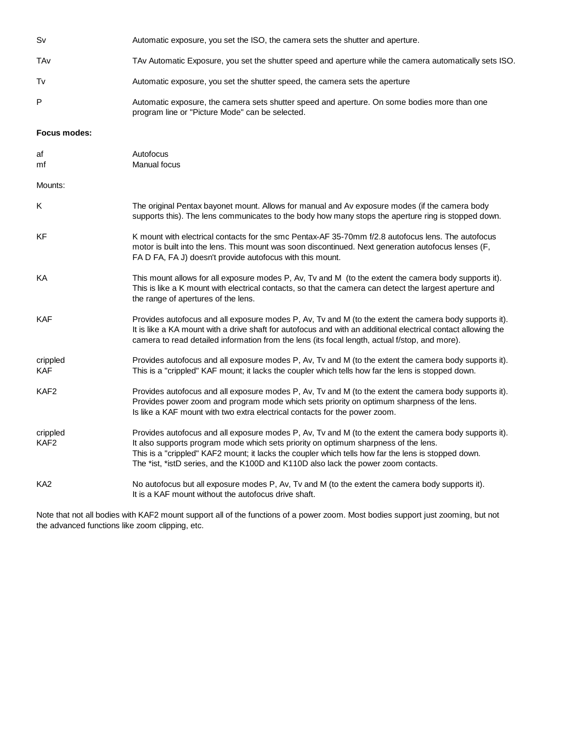| | |
|---|---|
| Sv | Automatic exposure, you set the ISO, the camera sets the shutter and aperture. |
| TAv | TAv Automatic Exposure, you set the shutter speed and aperture while the camera automatically sets ISO. |
| Tv | Automatic exposure, you set the shutter speed, the camera sets the aperture |
| P | Automatic exposure, the camera sets shutter speed and aperture. On some bodies more than one program line or "Picture Mode" can be selected. |

**Focus modes:**

| | |
|---|---|
| af | Autofocus |
| mf | Manual focus |

Mounts:

| | |
|---|---|
| K | The original Pentax bayonet mount. Allows for manual and Av exposure modes (if the camera body supports this). The lens communicates to the body how many stops the aperture ring is stopped down. |
| KF | K mount with electrical contacts for the smc Pentax-AF 35-70mm f/2.8 autofocus lens. The autofocus motor is built into the lens. This mount was soon discontinued. Next generation autofocus lenses (F, FA D FA, FA J) doesn't provide autofocus with this mount. |
| KA | This mount allows for all exposure modes P, Av, Tv and M (to the extent the camera body supports it). This is like a K mount with electrical contacts, so that the camera can detect the largest aperture and the range of apertures of the lens. |
| KAF | Provides autofocus and all exposure modes P, Av, Tv and M (to the extent the camera body supports it). It is like a KA mount with a drive shaft for autofocus and with an additional electrical contact allowing the camera to read detailed information from the lens (its focal length, actual f/stop, and more). |
| crippled KAF | Provides autofocus and all exposure modes P, Av, Tv and M (to the extent the camera body supports it). This is a "crippled" KAF mount; it lacks the coupler which tells how far the lens is stopped down. |
| KAF2 | Provides autofocus and all exposure modes P, Av, Tv and M (to the extent the camera body supports it). Provides power zoom and program mode which sets priority on optimum sharpness of the lens. Is like a KAF mount with two extra electrical contacts for the power zoom. |
| crippled KAF2 | Provides autofocus and all exposure modes P, Av, Tv and M (to the extent the camera body supports it). It also supports program mode which sets priority on optimum sharpness of the lens. This is a "crippled" KAF2 mount; it lacks the coupler which tells how far the lens is stopped down. The *ist, *istD series, and the K100D and K110D also lack the power zoom contacts. |
| KA2 | No autofocus but all exposure modes P, Av, Tv and M (to the extent the camera body supports it). It is a KAF mount without the autofocus drive shaft. |

Note that not all bodies with KAF2 mount support all of the functions of a power zoom. Most bodies support just zooming, but not the advanced functions like zoom clipping, etc.